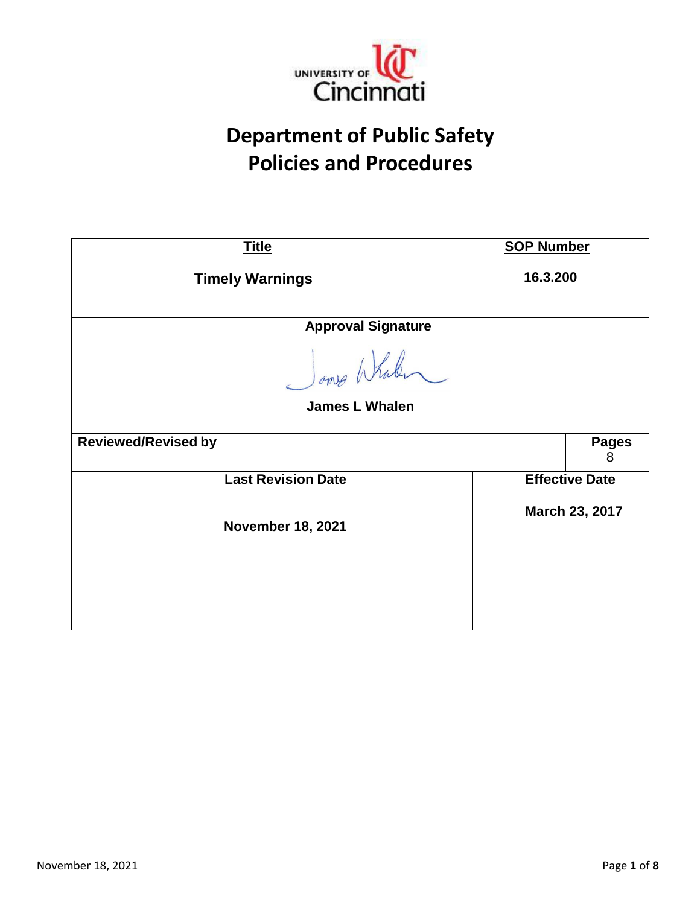UNIVERSITY OF Cincinnati

# Department of Public Safety
# Policies and Procedures

| Title | SOP Number |
| --- | --- |
| **Timely Warnings** | **16.3.200** |
| **Approval Signature** | |
| **James L Whalen** | |
| **Reviewed/Revised by** | **Pages** 8 |
| **Last Revision Date** | **Effective Date** |
| **November 18, 2021** | **March 23, 2017** |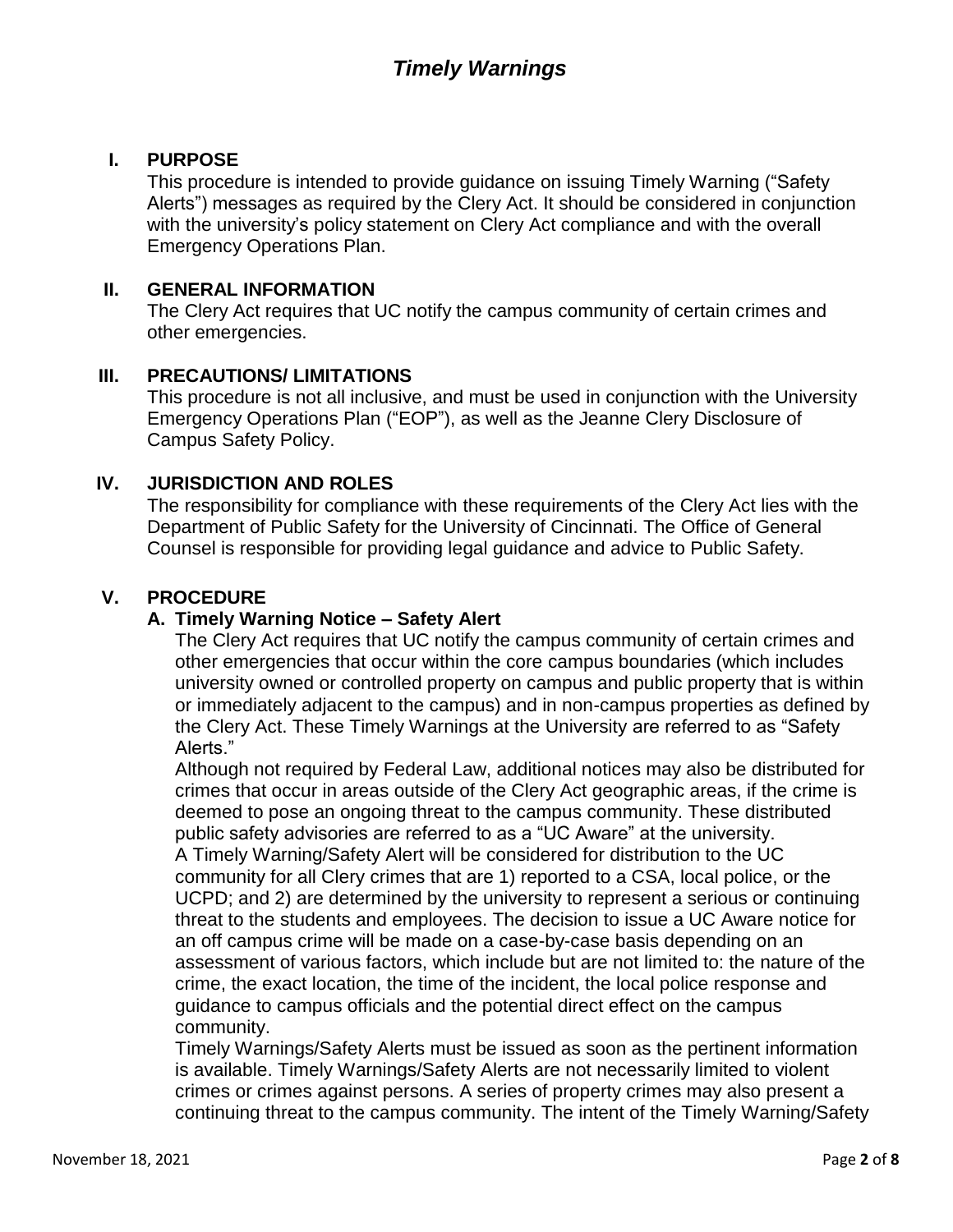# *Timely Warnings*

## I. PURPOSE

This procedure is intended to provide guidance on issuing Timely Warning ("Safety Alerts") messages as required by the Clery Act. It should be considered in conjunction with the university's policy statement on Clery Act compliance and with the overall Emergency Operations Plan.

## II. GENERAL INFORMATION

The Clery Act requires that UC notify the campus community of certain crimes and other emergencies.

## III. PRECAUTIONS/ LIMITATIONS

This procedure is not all inclusive, and must be used in conjunction with the University Emergency Operations Plan ("EOP"), as well as the Jeanne Clery Disclosure of Campus Safety Policy.

## IV. JURISDICTION AND ROLES

The responsibility for compliance with these requirements of the Clery Act lies with the Department of Public Safety for the University of Cincinnati. The Office of General Counsel is responsible for providing legal guidance and advice to Public Safety.

## V. PROCEDURE

### A. Timely Warning Notice – Safety Alert

The Clery Act requires that UC notify the campus community of certain crimes and other emergencies that occur within the core campus boundaries (which includes university owned or controlled property on campus and public property that is within or immediately adjacent to the campus) and in non-campus properties as defined by the Clery Act. These Timely Warnings at the University are referred to as "Safety Alerts."

Although not required by Federal Law, additional notices may also be distributed for crimes that occur in areas outside of the Clery Act geographic areas, if the crime is deemed to pose an ongoing threat to the campus community. These distributed public safety advisories are referred to as a "UC Aware" at the university.

A Timely Warning/Safety Alert will be considered for distribution to the UC community for all Clery crimes that are 1) reported to a CSA, local police, or the UCPD; and 2) are determined by the university to represent a serious or continuing threat to the students and employees. The decision to issue a UC Aware notice for an off campus crime will be made on a case-by-case basis depending on an assessment of various factors, which include but are not limited to: the nature of the crime, the exact location, the time of the incident, the local police response and guidance to campus officials and the potential direct effect on the campus community.

Timely Warnings/Safety Alerts must be issued as soon as the pertinent information is available. Timely Warnings/Safety Alerts are not necessarily limited to violent crimes or crimes against persons. A series of property crimes may also present a continuing threat to the campus community. The intent of the Timely Warning/Safety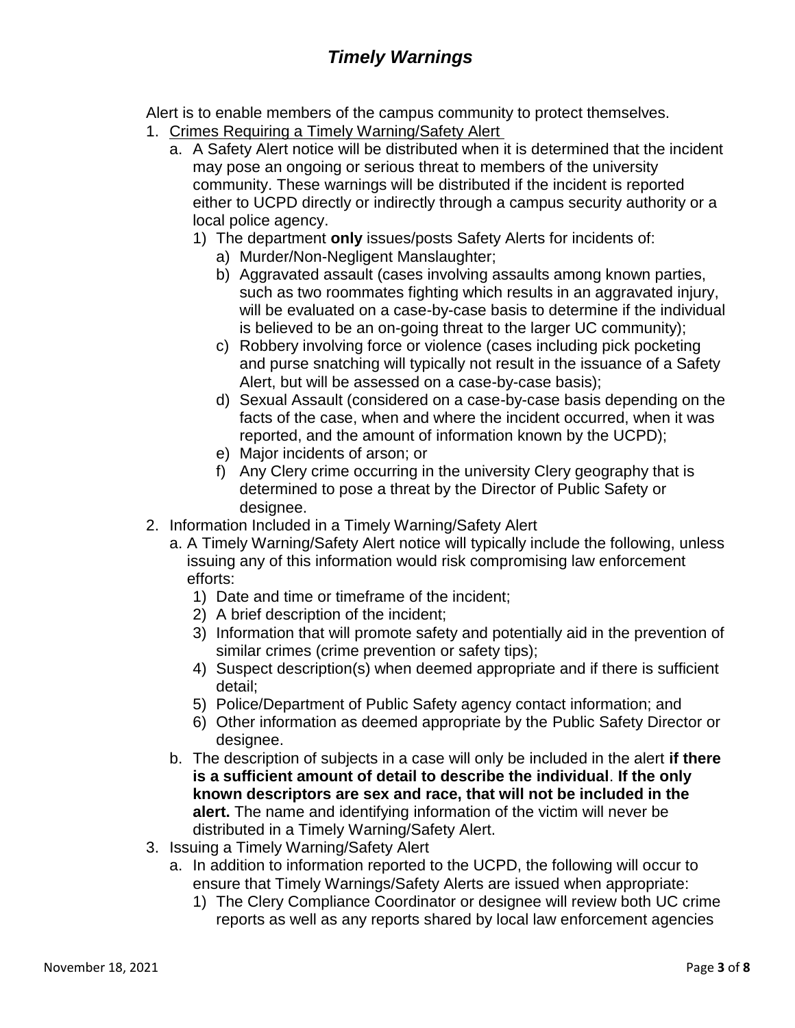Alert is to enable members of the campus community to protect themselves.

1. Crimes Requiring a Timely Warning/Safety Alert
   a. A Safety Alert notice will be distributed when it is determined that the incident may pose an ongoing or serious threat to members of the university community. These warnings will be distributed if the incident is reported either to UCPD directly or indirectly through a campus security authority or a local police agency.
      1) The department **only** issues/posts Safety Alerts for incidents of:
         a) Murder/Non-Negligent Manslaughter;
         b) Aggravated assault (cases involving assaults among known parties, such as two roommates fighting which results in an aggravated injury, will be evaluated on a case-by-case basis to determine if the individual is believed to be an on-going threat to the larger UC community);
         c) Robbery involving force or violence (cases including pick pocketing and purse snatching will typically not result in the issuance of a Safety Alert, but will be assessed on a case-by-case basis);
         d) Sexual Assault (considered on a case-by-case basis depending on the facts of the case, when and where the incident occurred, when it was reported, and the amount of information known by the UCPD);
         e) Major incidents of arson; or
         f) Any Clery crime occurring in the university Clery geography that is determined to pose a threat by the Director of Public Safety or designee.
2. Information Included in a Timely Warning/Safety Alert
   a. A Timely Warning/Safety Alert notice will typically include the following, unless issuing any of this information would risk compromising law enforcement efforts:
      1) Date and time or timeframe of the incident;
      2) A brief description of the incident;
      3) Information that will promote safety and potentially aid in the prevention of similar crimes (crime prevention or safety tips);
      4) Suspect description(s) when deemed appropriate and if there is sufficient detail;
      5) Police/Department of Public Safety agency contact information; and
      6) Other information as deemed appropriate by the Public Safety Director or designee.
   b. The description of subjects in a case will only be included in the alert **if there is a sufficient amount of detail to describe the individual**. **If the only known descriptors are sex and race, that will not be included in the alert.** The name and identifying information of the victim will never be distributed in a Timely Warning/Safety Alert.
3. Issuing a Timely Warning/Safety Alert
   a. In addition to information reported to the UCPD, the following will occur to ensure that Timely Warnings/Safety Alerts are issued when appropriate:
      1) The Clery Compliance Coordinator or designee will review both UC crime reports as well as any reports shared by local law enforcement agencies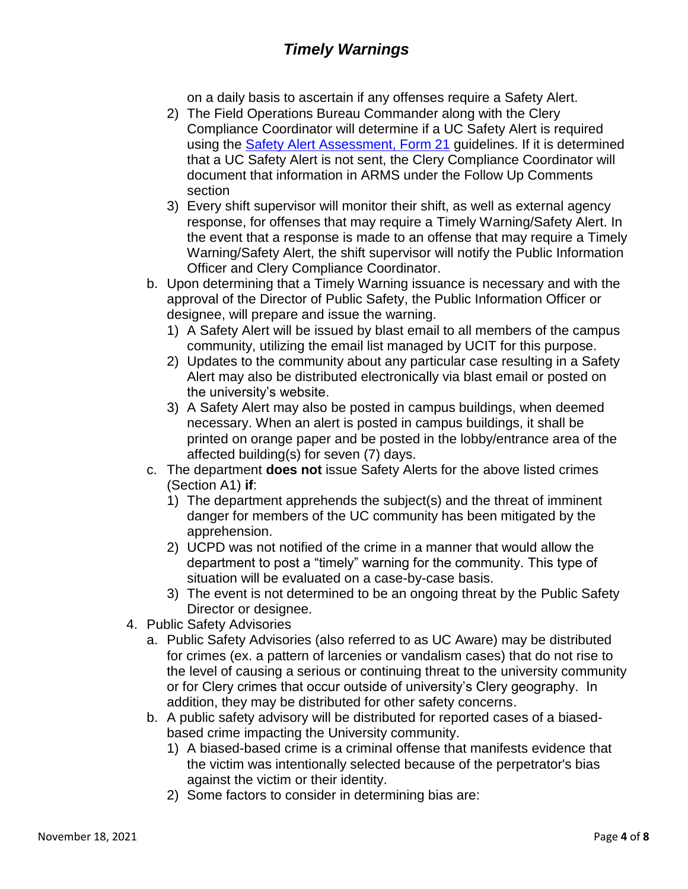on a daily basis to ascertain if any offenses require a Safety Alert.

2) The Field Operations Bureau Commander along with the Clery Compliance Coordinator will determine if a UC Safety Alert is required using the Safety Alert Assessment, Form 21 guidelines. If it is determined that a UC Safety Alert is not sent, the Clery Compliance Coordinator will document that information in ARMS under the Follow Up Comments section

3) Every shift supervisor will monitor their shift, as well as external agency response, for offenses that may require a Timely Warning/Safety Alert. In the event that a response is made to an offense that may require a Timely Warning/Safety Alert, the shift supervisor will notify the Public Information Officer and Clery Compliance Coordinator.

b. Upon determining that a Timely Warning issuance is necessary and with the approval of the Director of Public Safety, the Public Information Officer or designee, will prepare and issue the warning.

   1) A Safety Alert will be issued by blast email to all members of the campus community, utilizing the email list managed by UCIT for this purpose.
   2) Updates to the community about any particular case resulting in a Safety Alert may also be distributed electronically via blast email or posted on the university's website.
   3) A Safety Alert may also be posted in campus buildings, when deemed necessary. When an alert is posted in campus buildings, it shall be printed on orange paper and be posted in the lobby/entrance area of the affected building(s) for seven (7) days.

c. The department **does not** issue Safety Alerts for the above listed crimes (Section A1) **if**:

   1) The department apprehends the subject(s) and the threat of imminent danger for members of the UC community has been mitigated by the apprehension.
   2) UCPD was not notified of the crime in a manner that would allow the department to post a "timely" warning for the community. This type of situation will be evaluated on a case-by-case basis.
   3) The event is not determined to be an ongoing threat by the Public Safety Director or designee.

4. Public Safety Advisories

   a. Public Safety Advisories (also referred to as UC Aware) may be distributed for crimes (ex. a pattern of larcenies or vandalism cases) that do not rise to the level of causing a serious or continuing threat to the university community or for Clery crimes that occur outside of university's Clery geography. In addition, they may be distributed for other safety concerns.

   b. A public safety advisory will be distributed for reported cases of a biased-based crime impacting the University community.

      1) A biased-based crime is a criminal offense that manifests evidence that the victim was intentionally selected because of the perpetrator's bias against the victim or their identity.
      2) Some factors to consider in determining bias are: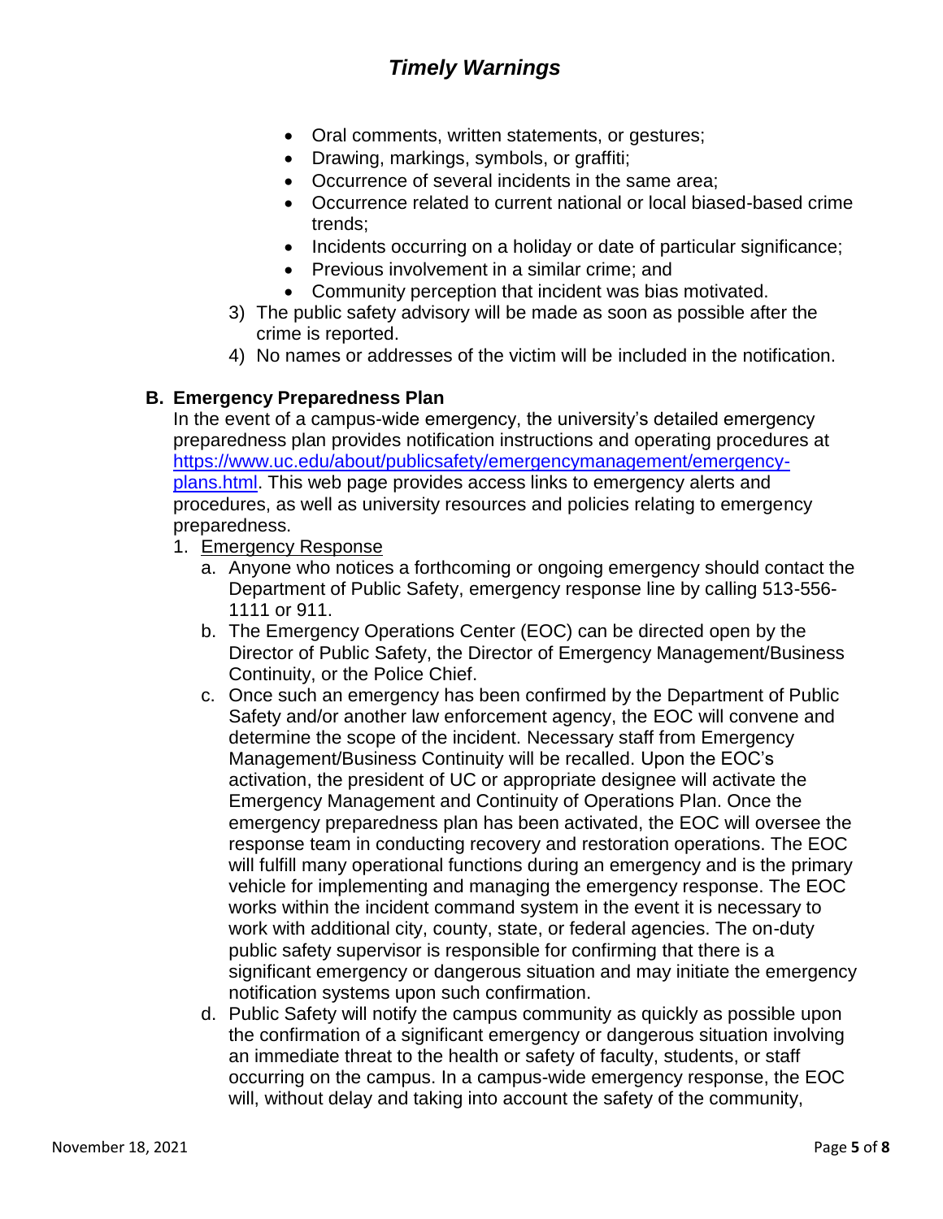- Oral comments, written statements, or gestures;
- Drawing, markings, symbols, or graffiti;
- Occurrence of several incidents in the same area;
- Occurrence related to current national or local biased-based crime trends;
- Incidents occurring on a holiday or date of particular significance;
- Previous involvement in a similar crime; and
- Community perception that incident was bias motivated.

3) The public safety advisory will be made as soon as possible after the crime is reported.
4) No names or addresses of the victim will be included in the notification.

**B. Emergency Preparedness Plan**

In the event of a campus-wide emergency, the university's detailed emergency preparedness plan provides notification instructions and operating procedures at [https://www.uc.edu/about/publicsafety/emergencymanagement/emergency-plans.html](https://www.uc.edu/about/publicsafety/emergencymanagement/emergency-plans.html). This web page provides access links to emergency alerts and procedures, as well as university resources and policies relating to emergency preparedness.

1. Emergency Response
   a. Anyone who notices a forthcoming or ongoing emergency should contact the Department of Public Safety, emergency response line by calling 513-556-1111 or 911.
   b. The Emergency Operations Center (EOC) can be directed open by the Director of Public Safety, the Director of Emergency Management/Business Continuity, or the Police Chief.
   c. Once such an emergency has been confirmed by the Department of Public Safety and/or another law enforcement agency, the EOC will convene and determine the scope of the incident. Necessary staff from Emergency Management/Business Continuity will be recalled. Upon the EOC's activation, the president of UC or appropriate designee will activate the Emergency Management and Continuity of Operations Plan. Once the emergency preparedness plan has been activated, the EOC will oversee the response team in conducting recovery and restoration operations. The EOC will fulfill many operational functions during an emergency and is the primary vehicle for implementing and managing the emergency response. The EOC works within the incident command system in the event it is necessary to work with additional city, county, state, or federal agencies. The on-duty public safety supervisor is responsible for confirming that there is a significant emergency or dangerous situation and may initiate the emergency notification systems upon such confirmation.
   d. Public Safety will notify the campus community as quickly as possible upon the confirmation of a significant emergency or dangerous situation involving an immediate threat to the health or safety of faculty, students, or staff occurring on the campus. In a campus-wide emergency response, the EOC will, without delay and taking into account the safety of the community,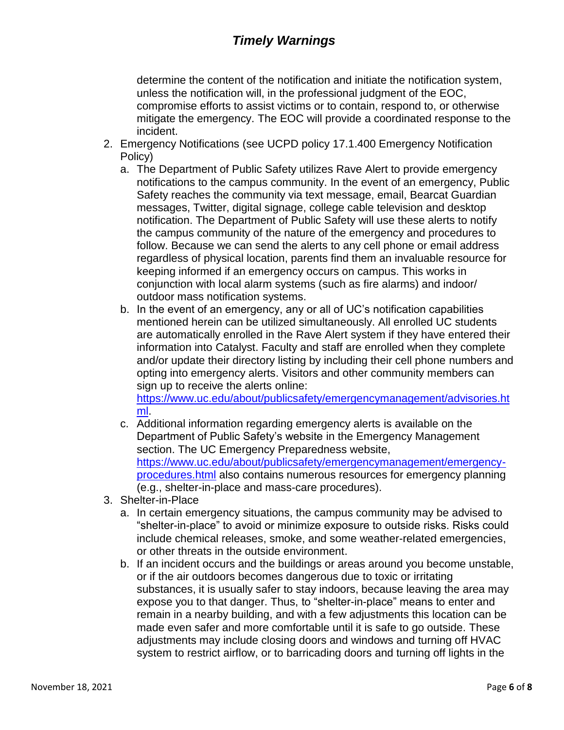determine the content of the notification and initiate the notification system, unless the notification will, in the professional judgment of the EOC, compromise efforts to assist victims or to contain, respond to, or otherwise mitigate the emergency. The EOC will provide a coordinated response to the incident.

2. Emergency Notifications (see UCPD policy 17.1.400 Emergency Notification Policy)
   a. The Department of Public Safety utilizes Rave Alert to provide emergency notifications to the campus community. In the event of an emergency, Public Safety reaches the community via text message, email, Bearcat Guardian messages, Twitter, digital signage, college cable television and desktop notification. The Department of Public Safety will use these alerts to notify the campus community of the nature of the emergency and procedures to follow. Because we can send the alerts to any cell phone or email address regardless of physical location, parents find them an invaluable resource for keeping informed if an emergency occurs on campus. This works in conjunction with local alarm systems (such as fire alarms) and indoor/ outdoor mass notification systems.
   b. In the event of an emergency, any or all of UC's notification capabilities mentioned herein can be utilized simultaneously. All enrolled UC students are automatically enrolled in the Rave Alert system if they have entered their information into Catalyst. Faculty and staff are enrolled when they complete and/or update their directory listing by including their cell phone numbers and opting into emergency alerts. Visitors and other community members can sign up to receive the alerts online: [https://www.uc.edu/about/publicsafety/emergencymanagement/advisories.html](https://www.uc.edu/about/publicsafety/emergencymanagement/advisories.html).
   c. Additional information regarding emergency alerts is available on the Department of Public Safety's website in the Emergency Management section. The UC Emergency Preparedness website, [https://www.uc.edu/about/publicsafety/emergencymanagement/emergency-procedures.html](https://www.uc.edu/about/publicsafety/emergencymanagement/emergency-procedures.html) also contains numerous resources for emergency planning (e.g., shelter-in-place and mass-care procedures).

3. Shelter-in-Place
   a. In certain emergency situations, the campus community may be advised to "shelter-in-place" to avoid or minimize exposure to outside risks. Risks could include chemical releases, smoke, and some weather-related emergencies, or other threats in the outside environment.
   b. If an incident occurs and the buildings or areas around you become unstable, or if the air outdoors becomes dangerous due to toxic or irritating substances, it is usually safer to stay indoors, because leaving the area may expose you to that danger. Thus, to "shelter-in-place" means to enter and remain in a nearby building, and with a few adjustments this location can be made even safer and more comfortable until it is safe to go outside. These adjustments may include closing doors and windows and turning off HVAC system to restrict airflow, or to barricading doors and turning off lights in the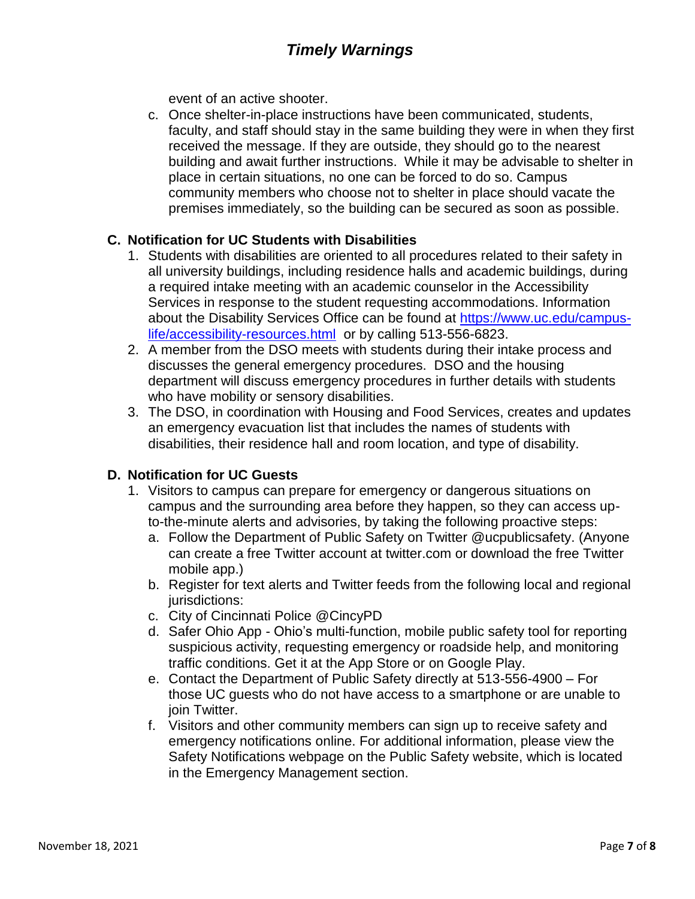event of an active shooter.

c. Once shelter-in-place instructions have been communicated, students, faculty, and staff should stay in the same building they were in when they first received the message. If they are outside, they should go to the nearest building and await further instructions. While it may be advisable to shelter in place in certain situations, no one can be forced to do so. Campus community members who choose not to shelter in place should vacate the premises immediately, so the building can be secured as soon as possible.

## C. Notification for UC Students with Disabilities

1. Students with disabilities are oriented to all procedures related to their safety in all university buildings, including residence halls and academic buildings, during a required intake meeting with an academic counselor in the Accessibility Services in response to the student requesting accommodations. Information about the Disability Services Office can be found at [https://www.uc.edu/campus-life/accessibility-resources.html](https://www.uc.edu/campus-life/accessibility-resources.html) or by calling 513-556-6823.
2. A member from the DSO meets with students during their intake process and discusses the general emergency procedures. DSO and the housing department will discuss emergency procedures in further details with students who have mobility or sensory disabilities.
3. The DSO, in coordination with Housing and Food Services, creates and updates an emergency evacuation list that includes the names of students with disabilities, their residence hall and room location, and type of disability.

## D. Notification for UC Guests

1. Visitors to campus can prepare for emergency or dangerous situations on campus and the surrounding area before they happen, so they can access up-to-the-minute alerts and advisories, by taking the following proactive steps:
   a. Follow the Department of Public Safety on Twitter @ucpublicsafety. (Anyone can create a free Twitter account at twitter.com or download the free Twitter mobile app.)
   b. Register for text alerts and Twitter feeds from the following local and regional jurisdictions:
   c. City of Cincinnati Police @CincyPD
   d. Safer Ohio App - Ohio's multi-function, mobile public safety tool for reporting suspicious activity, requesting emergency or roadside help, and monitoring traffic conditions. Get it at the App Store or on Google Play.
   e. Contact the Department of Public Safety directly at 513-556-4900 – For those UC guests who do not have access to a smartphone or are unable to join Twitter.
   f. Visitors and other community members can sign up to receive safety and emergency notifications online. For additional information, please view the Safety Notifications webpage on the Public Safety website, which is located in the Emergency Management section.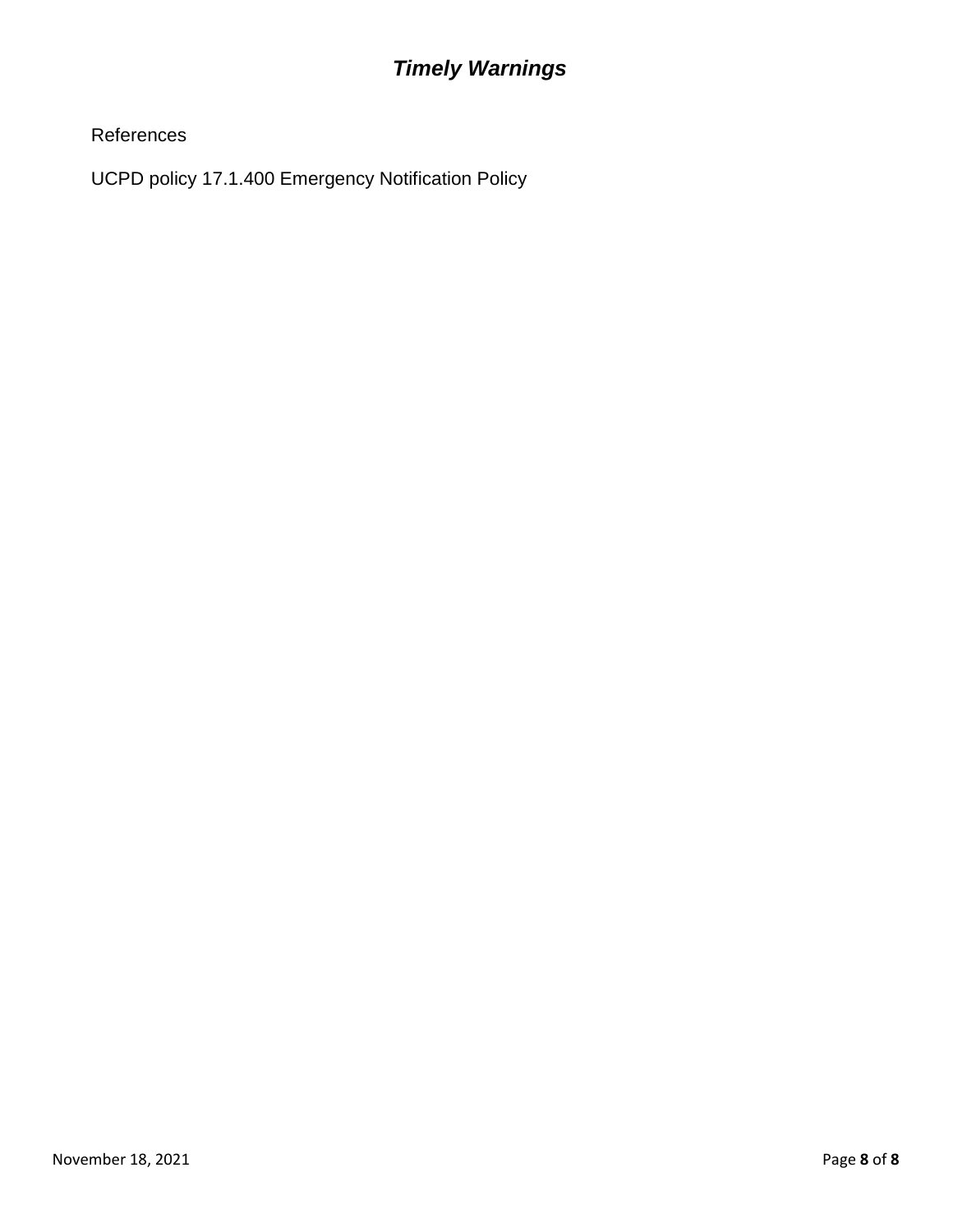References

UCPD policy 17.1.400 Emergency Notification Policy